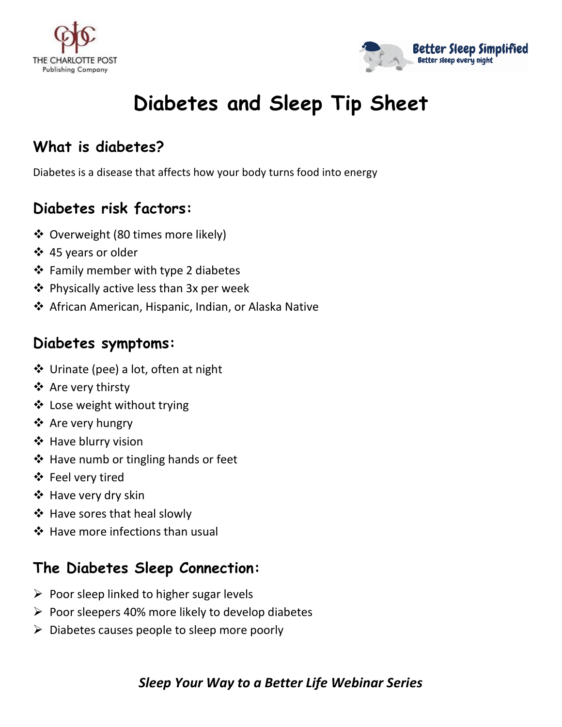THE CHARLOTTE POST
Publishing Company

Better Sleep Simplified
Better sleep every night

# Diabetes and Sleep Tip Sheet

## What is diabetes?

Diabetes is a disease that affects how your body turns food into energy

## Diabetes risk factors:

- Overweight (80 times more likely)
- 45 years or older
- Family member with type 2 diabetes
- Physically active less than 3x per week
- African American, Hispanic, Indian, or Alaska Native

## Diabetes symptoms:

- Urinate (pee) a lot, often at night
- Are very thirsty
- Lose weight without trying
- Are very hungry
- Have blurry vision
- Have numb or tingling hands or feet
- Feel very tired
- Have very dry skin
- Have sores that heal slowly
- Have more infections than usual

## The Diabetes Sleep Connection:

- Poor sleep linked to higher sugar levels
- Poor sleepers 40% more likely to develop diabetes
- Diabetes causes people to sleep more poorly

***Sleep Your Way to a Better Life Webinar Series***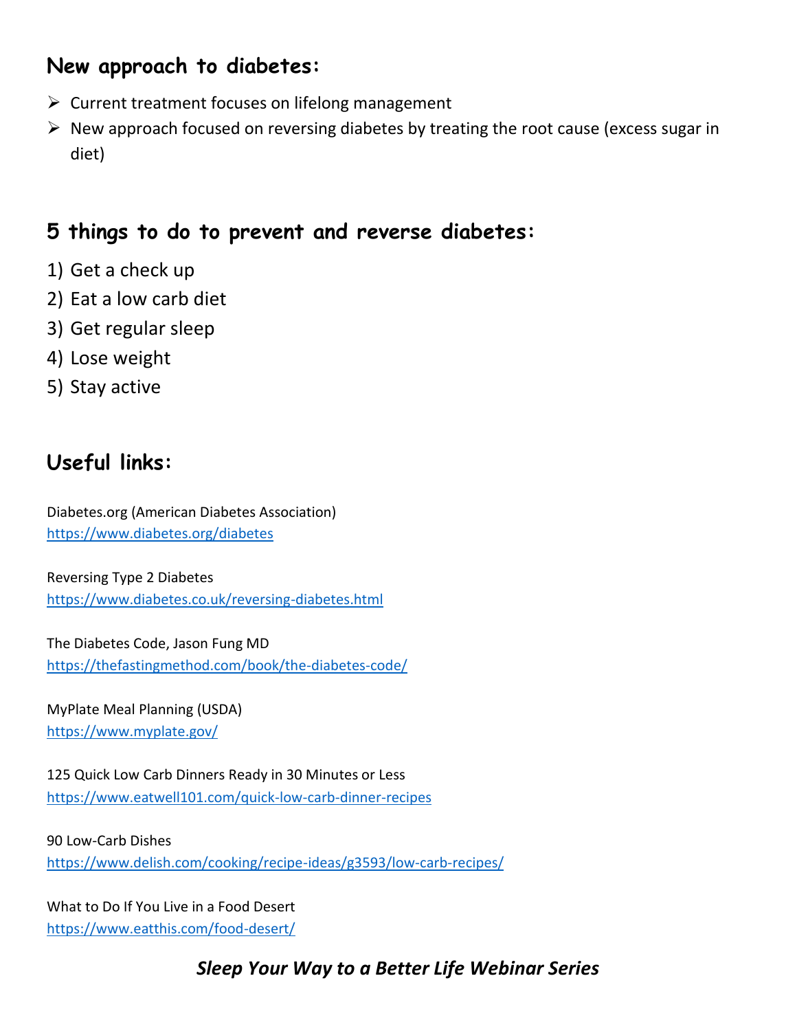## New approach to diabetes:

- Current treatment focuses on lifelong management
- New approach focused on reversing diabetes by treating the root cause (excess sugar in diet)

## 5 things to do to prevent and reverse diabetes:

1) Get a check up
2) Eat a low carb diet
3) Get regular sleep
4) Lose weight
5) Stay active

## Useful links:

Diabetes.org (American Diabetes Association)
https://www.diabetes.org/diabetes

Reversing Type 2 Diabetes
https://www.diabetes.co.uk/reversing-diabetes.html

The Diabetes Code, Jason Fung MD
https://thefastingmethod.com/book/the-diabetes-code/

MyPlate Meal Planning (USDA)
https://www.myplate.gov/

125 Quick Low Carb Dinners Ready in 30 Minutes or Less
https://www.eatwell101.com/quick-low-carb-dinner-recipes

90 Low-Carb Dishes
https://www.delish.com/cooking/recipe-ideas/g3593/low-carb-recipes/

What to Do If You Live in a Food Desert
https://www.eatthis.com/food-desert/

***Sleep Your Way to a Better Life Webinar Series***